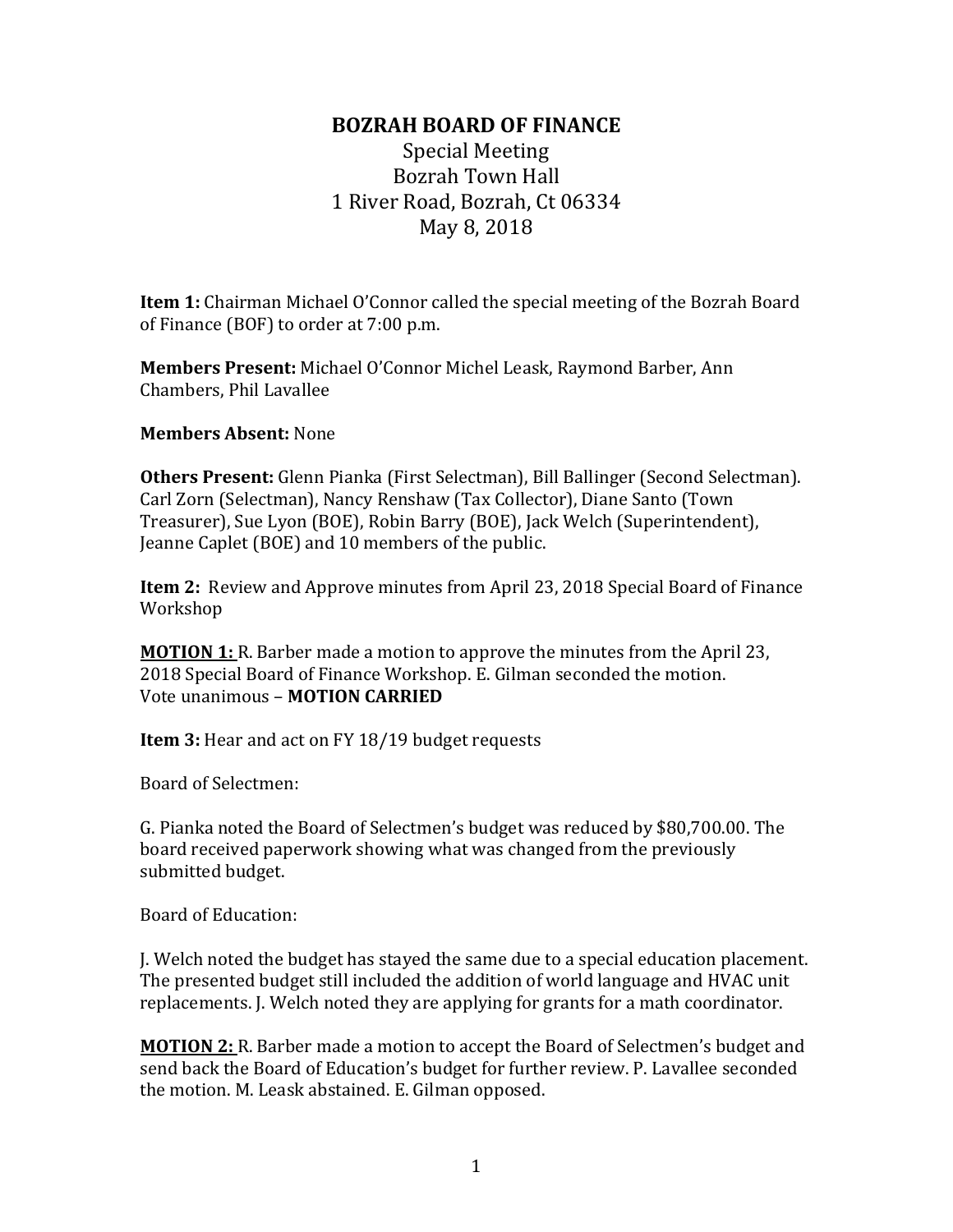# BOZRAH BOARD OF FINANCE

Special Meeting
Bozrah Town Hall
1 River Road, Bozrah, Ct 06334
May 8, 2018

**Item 1:** Chairman Michael O'Connor called the special meeting of the Bozrah Board of Finance (BOF) to order at 7:00 p.m.

**Members Present:** Michael O'Connor Michel Leask, Raymond Barber, Ann Chambers, Phil Lavallee

**Members Absent:** None

**Others Present:** Glenn Pianka (First Selectman), Bill Ballinger (Second Selectman). Carl Zorn (Selectman), Nancy Renshaw (Tax Collector), Diane Santo (Town Treasurer), Sue Lyon (BOE), Robin Barry (BOE), Jack Welch (Superintendent), Jeanne Caplet (BOE) and 10 members of the public.

**Item 2:** Review and Approve minutes from April 23, 2018 Special Board of Finance Workshop

**MOTION 1:** R. Barber made a motion to approve the minutes from the April 23, 2018 Special Board of Finance Workshop. E. Gilman seconded the motion. Vote unanimous – **MOTION CARRIED**

**Item 3:** Hear and act on FY 18/19 budget requests

Board of Selectmen:

G. Pianka noted the Board of Selectmen's budget was reduced by $80,700.00. The board received paperwork showing what was changed from the previously submitted budget.

Board of Education:

J. Welch noted the budget has stayed the same due to a special education placement. The presented budget still included the addition of world language and HVAC unit replacements. J. Welch noted they are applying for grants for a math coordinator.

**MOTION 2:** R. Barber made a motion to accept the Board of Selectmen's budget and send back the Board of Education's budget for further review. P. Lavallee seconded the motion. M. Leask abstained. E. Gilman opposed.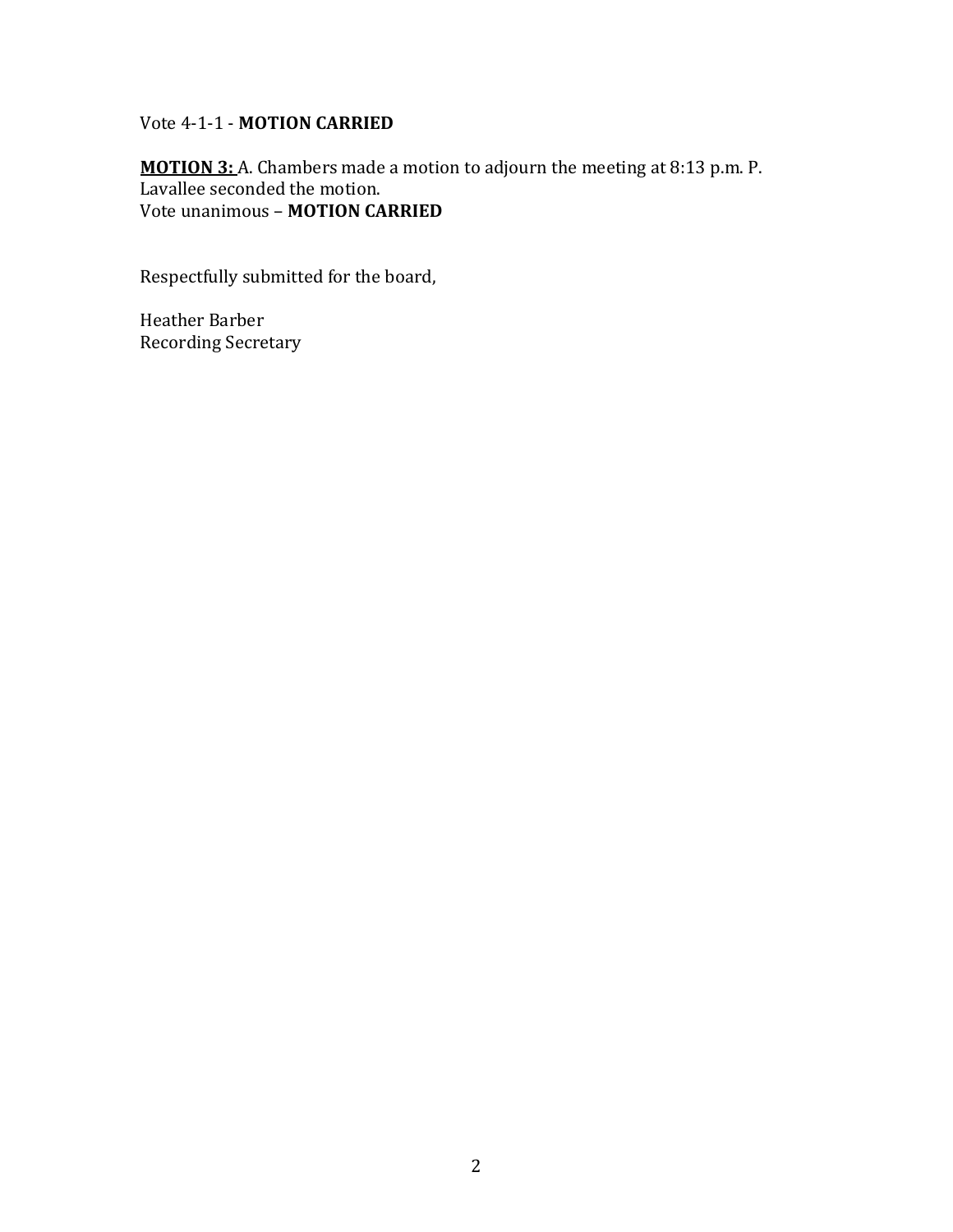Vote 4-1-1 - **MOTION CARRIED**

**MOTION 3:** A. Chambers made a motion to adjourn the meeting at 8:13 p.m. P. Lavallee seconded the motion.
Vote unanimous – **MOTION CARRIED**

Respectfully submitted for the board,

Heather Barber
Recording Secretary